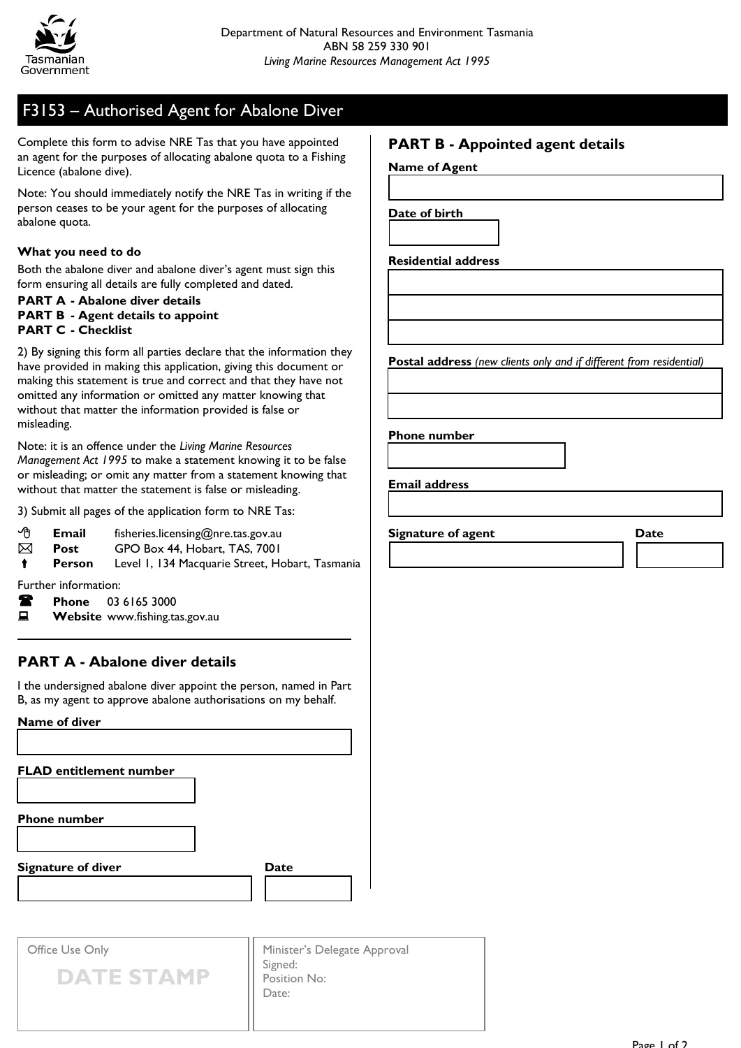Department of Natural Resources and Environment Tasmania
ABN 58 259 330 901
*Living Marine Resources Management Act 1995*

# F3153 – Authorised Agent for Abalone Diver

Complete this form to advise NRE Tas that you have appointed an agent for the purposes of allocating abalone quota to a Fishing Licence (abalone dive).

Note: You should immediately notify the NRE Tas in writing if the person ceases to be your agent for the purposes of allocating abalone quota.

**What you need to do**

Both the abalone diver and abalone diver's agent must sign this form ensuring all details are fully completed and dated.

**PART A - Abalone diver details**
**PART B - Agent details to appoint**
**PART C - Checklist**

2) By signing this form all parties declare that the information they have provided in making this application, giving this document or making this statement is true and correct and that they have not omitted any information or omitted any matter knowing that without that matter the information provided is false or misleading.

Note: it is an offence under the *Living Marine Resources Management Act 1995* to make a statement knowing it to be false or misleading; or omit any matter from a statement knowing that without that matter the statement is false or misleading.

3) Submit all pages of the application form to NRE Tas:

- **Email** fisheries.licensing@nre.tas.gov.au
- **Post** GPO Box 44, Hobart, TAS, 7001
- **Person** Level 1, 134 Macquarie Street, Hobart, Tasmania

Further information:

- **Phone** 03 6165 3000
- **Website** www.fishing.tas.gov.au

## PART A - Abalone diver details

I the undersigned abalone diver appoint the person, named in Part B, as my agent to approve abalone authorisations on my behalf.

**Name of diver**

**FLAD entitlement number**

**Phone number**

**Signature of diver** | **Date**

## PART B - Appointed agent details

**Name of Agent**

**Date of birth**

**Residential address**

**Postal address** *(new clients only and if different from residential)*

**Phone number**

**Email address**

**Signature of agent** | **Date**

| Office Use Only | Minister's Delegate Approval |
|---|---|
| DATE STAMP | Signed:<br>Position No:<br>Date: |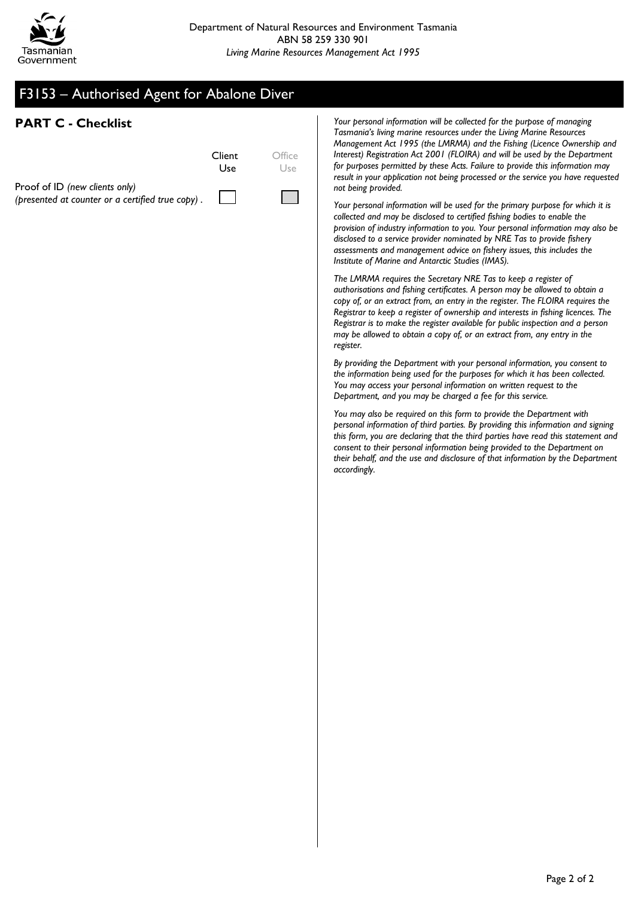Department of Natural Resources and Environment Tasmania
ABN 58 259 330 901
*Living Marine Resources Management Act 1995*

# F3153 – Authorised Agent for Abalone Diver

## PART C - Checklist

| | Client Use | Office Use |
|---|---|---|
| Proof of ID *(new clients only)* *(presented at counter or a certified true copy)* . | ☐ | ☐ |

*Your personal information will be collected for the purpose of managing Tasmania's living marine resources under the Living Marine Resources Management Act 1995 (the LMRMA) and the Fishing (Licence Ownership and Interest) Registration Act 2001 (FLOIRA) and will be used by the Department for purposes permitted by these Acts. Failure to provide this information may result in your application not being processed or the service you have requested not being provided.*

*Your personal information will be used for the primary purpose for which it is collected and may be disclosed to certified fishing bodies to enable the provision of industry information to you. Your personal information may also be disclosed to a service provider nominated by NRE Tas to provide fishery assessments and management advice on fishery issues, this includes the Institute of Marine and Antarctic Studies (IMAS).*

*The LMRMA requires the Secretary NRE Tas to keep a register of authorisations and fishing certificates. A person may be allowed to obtain a copy of, or an extract from, an entry in the register. The FLOIRA requires the Registrar to keep a register of ownership and interests in fishing licences. The Registrar is to make the register available for public inspection and a person may be allowed to obtain a copy of, or an extract from, any entry in the register.*

*By providing the Department with your personal information, you consent to the information being used for the purposes for which it has been collected. You may access your personal information on written request to the Department, and you may be charged a fee for this service.*

*You may also be required on this form to provide the Department with personal information of third parties. By providing this information and signing this form, you are declaring that the third parties have read this statement and consent to their personal information being provided to the Department on their behalf, and the use and disclosure of that information by the Department accordingly.*